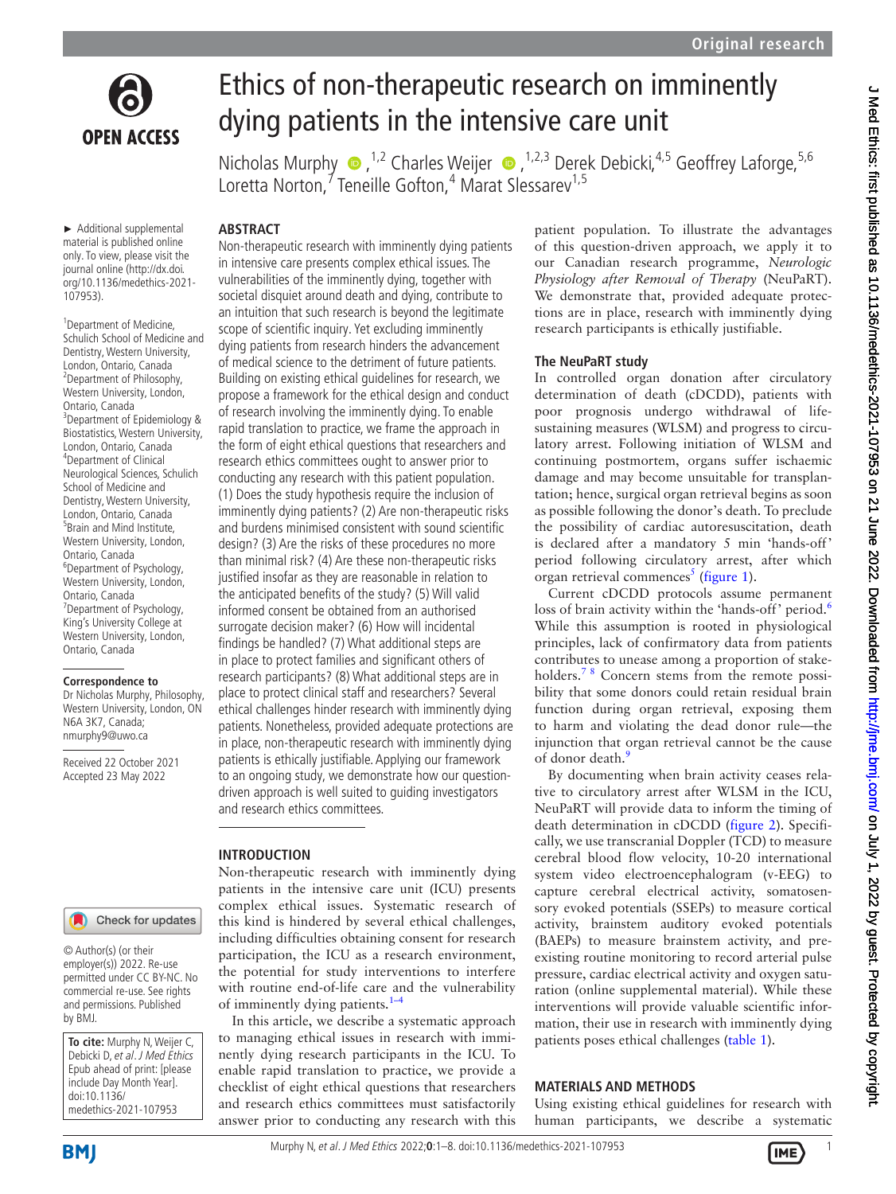Original research

# Ethics of non-therapeutic research on imminently dying patients in the intensive care unit

Nicholas Murphy [1,2] Charles Weijer [1,2,3] Derek Debicki,[4,5] Geoffrey Laforge,[5,6] Loretta Norton,[7] Teneille Gofton,[4] Marat Slessarev[1,5]

► Additional supplemental material is published online only. To view, please visit the journal online (http://dx.doi.org/10.1136/medethics-2021-107953).

[1]Department of Medicine, Schulich School of Medicine and Dentistry, Western University, London, Ontario, Canada
[2]Department of Philosophy, Western University, London, Ontario, Canada
[3]Department of Epidemiology & Biostatistics, Western University, London, Ontario, Canada
[4]Department of Clinical Neurological Sciences, Schulich School of Medicine and Dentistry, Western University, London, Ontario, Canada
[5]Brain and Mind Institute, Western University, London, Ontario, Canada
[6]Department of Psychology, Western University, London, Ontario, Canada
[7]Department of Psychology, King's University College at Western University, London, Ontario, Canada

**Correspondence to**
Dr Nicholas Murphy, Philosophy, Western University, London, ON N6A 3K7, Canada; nmurphy9@uwo.ca

Received 22 October 2021
Accepted 23 May 2022

© Author(s) (or their employer(s)) 2022. Re-use permitted under CC BY-NC. No commercial re-use. See rights and permissions. Published by BMJ.

**To cite:** Murphy N, Weijer C, Debicki D, et al. *J Med Ethics* Epub ahead of print: [please include Day Month Year]. doi:10.1136/medethics-2021-107953

## ABSTRACT

Non-therapeutic research with imminently dying patients in intensive care presents complex ethical issues. The vulnerabilities of the imminently dying, together with societal disquiet around death and dying, contribute to an intuition that such research is beyond the legitimate scope of scientific inquiry. Yet excluding imminently dying patients from research hinders the advancement of medical science to the detriment of future patients. Building on existing ethical guidelines for research, we propose a framework for the ethical design and conduct of research involving the imminently dying. To enable rapid translation to practice, we frame the approach in the form of eight ethical questions that researchers and research ethics committees ought to answer prior to conducting any research with this patient population. (1) Does the study hypothesis require the inclusion of imminently dying patients? (2) Are non-therapeutic risks and burdens minimised consistent with sound scientific design? (3) Are the risks of these procedures no more than minimal risk? (4) Are these non-therapeutic risks justified insofar as they are reasonable in relation to the anticipated benefits of the study? (5) Will valid informed consent be obtained from an authorised surrogate decision maker? (6) How will incidental findings be handled? (7) What additional steps are in place to protect families and significant others of research participants? (8) What additional steps are in place to protect clinical staff and researchers? Several ethical challenges hinder research with imminently dying patients. Nonetheless, provided adequate protections are in place, non-therapeutic research with imminently dying patients is ethically justifiable. Applying our framework to an ongoing study, we demonstrate how our question-driven approach is well suited to guiding investigators and research ethics committees.

## INTRODUCTION

Non-therapeutic research with imminently dying patients in the intensive care unit (ICU) presents complex ethical issues. Systematic research of this kind is hindered by several ethical challenges, including difficulties obtaining consent for research participation, the ICU as a research environment, the potential for study interventions to interfere with routine end-of-life care and the vulnerability of imminently dying patients.[1–4]

In this article, we describe a systematic approach to managing ethical issues in research with imminently dying research participants in the ICU. To enable rapid translation to practice, we provide a checklist of eight ethical questions that researchers and research ethics committees must satisfactorily answer prior to conducting any research with this patient population. To illustrate the advantages of this question-driven approach, we apply it to our Canadian research programme, *Neurologic Physiology after Removal of Therapy* (NeuPaRT). We demonstrate that, provided adequate protections are in place, research with imminently dying research participants is ethically justifiable.

### The NeuPaRT study

In controlled organ donation after circulatory determination of death (cDCDD), patients with poor prognosis undergo withdrawal of life-sustaining measures (WLSM) and progress to circulatory arrest. Following initiation of WLSM and continuing postmortem, organs suffer ischaemic damage and may become unsuitable for transplantation; hence, surgical organ retrieval begins as soon as possible following the donor's death. To preclude the possibility of cardiac autoresuscitation, death is declared after a mandatory 5 min 'hands-off' period following circulatory arrest, after which organ retrieval commences[5] (figure 1).

Current cDCDD protocols assume permanent loss of brain activity within the 'hands-off' period.[6] While this assumption is rooted in physiological principles, lack of confirmatory data from patients contributes to unease among a proportion of stakeholders.[7 8] Concern stems from the remote possibility that some donors could retain residual brain function during organ retrieval, exposing them to harm and violating the dead donor rule—the injunction that organ retrieval cannot be the cause of donor death.[9]

By documenting when brain activity ceases relative to circulatory arrest after WLSM in the ICU, NeuPaRT will provide data to inform the timing of death determination in cDCDD (figure 2). Specifically, we use transcranial Doppler (TCD) to measure cerebral blood flow velocity, 10-20 international system video electroencephalogram (v-EEG) to capture cerebral electrical activity, somatosensory evoked potentials (SSEPs) to measure cortical activity, brainstem auditory evoked potentials (BAEPs) to measure brainstem activity, and pre-existing routine monitoring to record arterial pulse pressure, cardiac electrical activity and oxygen saturation (online supplemental material). While these interventions will provide valuable scientific information, their use in research with imminently dying patients poses ethical challenges (table 1).

## MATERIALS AND METHODS

Using existing ethical guidelines for research with human participants, we describe a systematic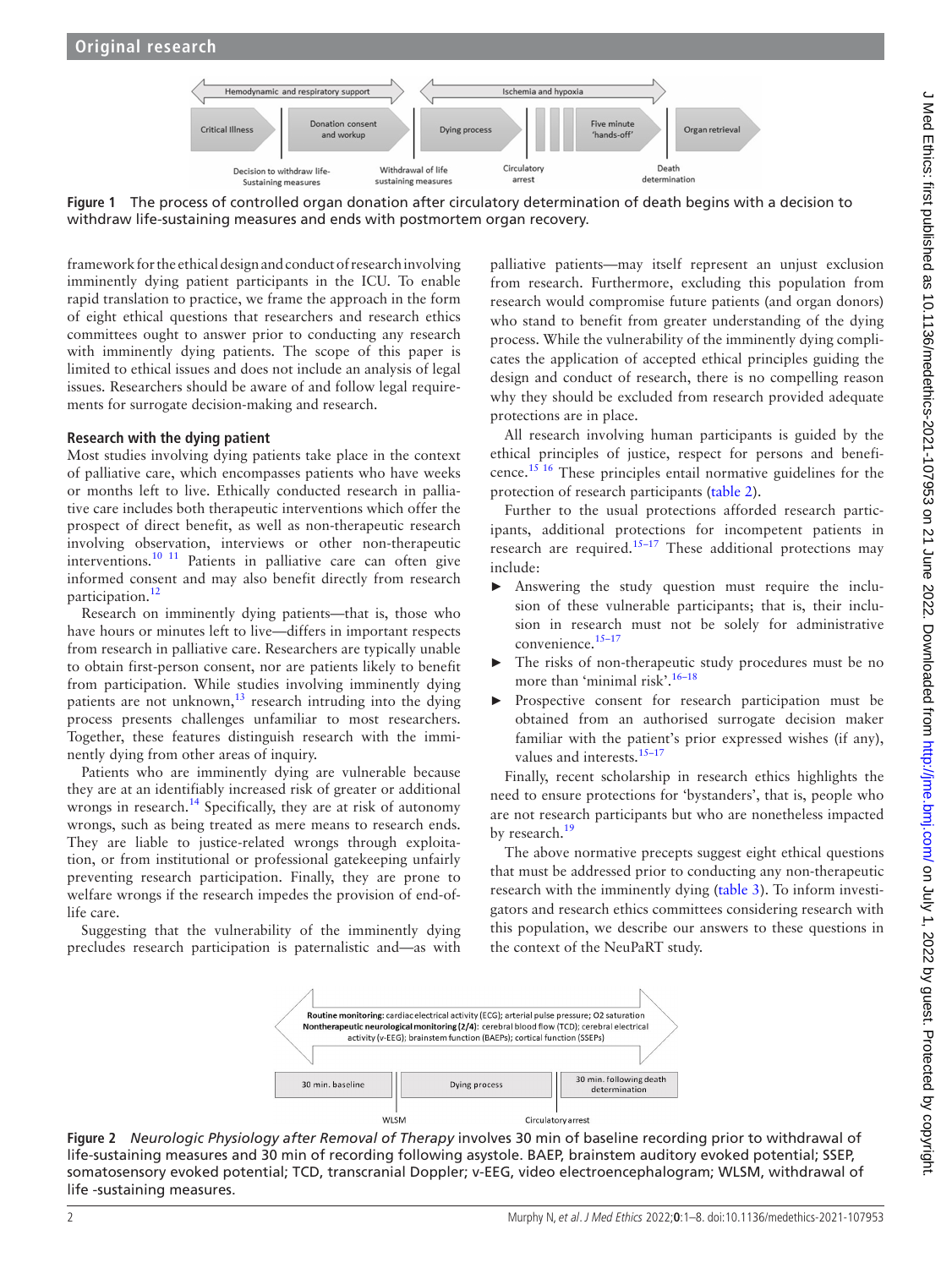Figure 1 The process of controlled organ donation after circulatory determination of death begins with a decision to withdraw life-sustaining measures and ends with postmortem organ recovery.

framework for the ethical design and conduct of research involving imminently dying patient participants in the ICU. To enable rapid translation to practice, we frame the approach in the form of eight ethical questions that researchers and research ethics committees ought to answer prior to conducting any research with imminently dying patients. The scope of this paper is limited to ethical issues and does not include an analysis of legal issues. Researchers should be aware of and follow legal requirements for surrogate decision-making and research.

### Research with the dying patient

Most studies involving dying patients take place in the context of palliative care, which encompasses patients who have weeks or months left to live. Ethically conducted research in palliative care includes both therapeutic interventions which offer the prospect of direct benefit, as well as non-therapeutic research involving observation, interviews or other non-therapeutic interventions.[10 11] Patients in palliative care can often give informed consent and may also benefit directly from research participation.[12]

Research on imminently dying patients—that is, those who have hours or minutes left to live—differs in important respects from research in palliative care. Researchers are typically unable to obtain first-person consent, nor are patients likely to benefit from participation. While studies involving imminently dying patients are not unknown,[13] research intruding into the dying process presents challenges unfamiliar to most researchers. Together, these features distinguish research with the imminently dying from other areas of inquiry.

Patients who are imminently dying are vulnerable because they are at an identifiably increased risk of greater or additional wrongs in research.[14] Specifically, they are at risk of autonomy wrongs, such as being treated as mere means to research ends. They are liable to justice-related wrongs through exploitation, or from institutional or professional gatekeeping unfairly preventing research participation. Finally, they are prone to welfare wrongs if the research impedes the provision of end-of-life care.

Suggesting that the vulnerability of the imminently dying precludes research participation is paternalistic and—as with palliative patients—may itself represent an unjust exclusion from research. Furthermore, excluding this population from research would compromise future patients (and organ donors) who stand to benefit from greater understanding of the dying process. While the vulnerability of the imminently dying complicates the application of accepted ethical principles guiding the design and conduct of research, there is no compelling reason why they should be excluded from research provided adequate protections are in place.

All research involving human participants is guided by the ethical principles of justice, respect for persons and beneficence.[15 16] These principles entail normative guidelines for the protection of research participants (table 2).

Further to the usual protections afforded research participants, additional protections for incompetent patients in research are required.[15–17] These additional protections may include:

- Answering the study question must require the inclusion of these vulnerable participants; that is, their inclusion in research must not be solely for administrative convenience.[15–17]
- The risks of non-therapeutic study procedures must be no more than 'minimal risk'.[16–18]
- Prospective consent for research participation must be obtained from an authorised surrogate decision maker familiar with the patient's prior expressed wishes (if any), values and interests.[15–17]

Finally, recent scholarship in research ethics highlights the need to ensure protections for 'bystanders', that is, people who are not research participants but who are nonetheless impacted by research.[19]

The above normative precepts suggest eight ethical questions that must be addressed prior to conducting any non-therapeutic research with the imminently dying (table 3). To inform investigators and research ethics committees considering research with this population, we describe our answers to these questions in the context of the NeuPaRT study.

Figure 2 *Neurologic Physiology after Removal of Therapy* involves 30 min of baseline recording prior to withdrawal of life-sustaining measures and 30 min of recording following asystole. BAEP, brainstem auditory evoked potential; SSEP, somatosensory evoked potential; TCD, transcranial Doppler; v-EEG, video electroencephalogram; WLSM, withdrawal of life -sustaining measures.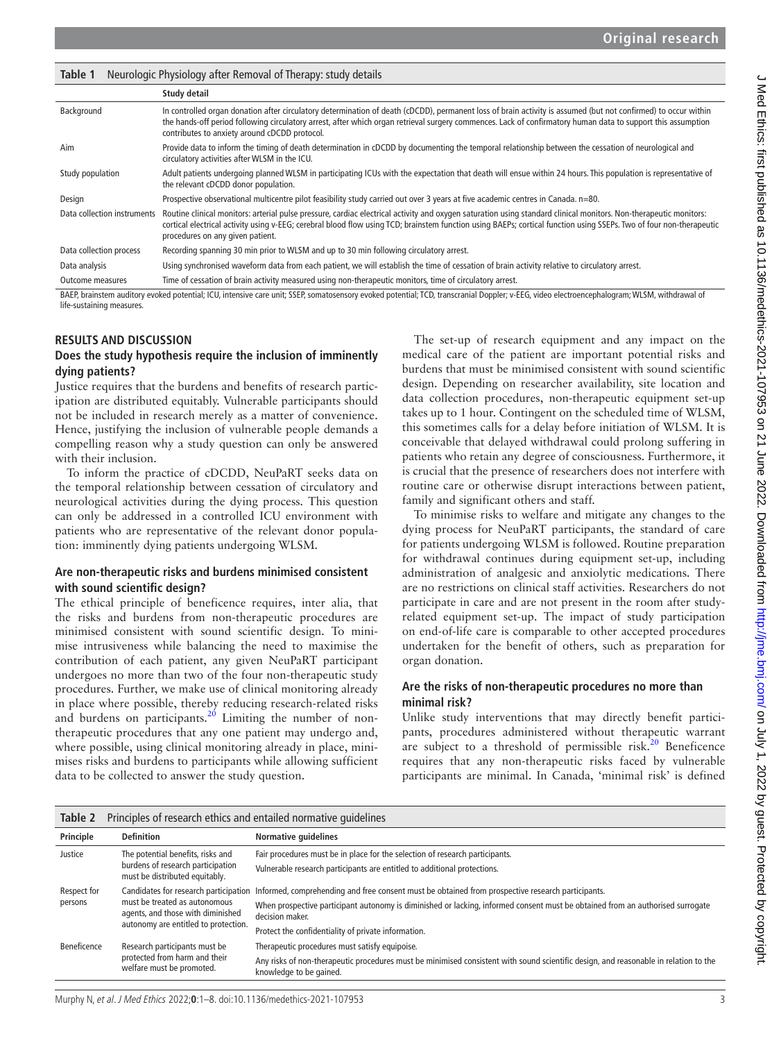**Table 1** Neurologic Physiology after Removal of Therapy: study details

| | Study detail |
|---|---|
| Background | In controlled organ donation after circulatory determination of death (cDCDD), permanent loss of brain activity is assumed (but not confirmed) to occur within the hands-off period following circulatory arrest, after which organ retrieval surgery commences. Lack of confirmatory human data to support this assumption contributes to anxiety around cDCDD protocol. |
| Aim | Provide data to inform the timing of death determination in cDCDD by documenting the temporal relationship between the cessation of neurological and circulatory activities after WLSM in the ICU. |
| Study population | Adult patients undergoing planned WLSM in participating ICUs with the expectation that death will ensue within 24 hours. This population is representative of the relevant cDCDD donor population. |
| Design | Prospective observational multicentre pilot feasibility study carried out over 3 years at five academic centres in Canada. n=80. |
| Data collection instruments | Routine clinical monitors: arterial pulse pressure, cardiac electrical activity and oxygen saturation using standard clinical monitors. Non-therapeutic monitors: cortical electrical activity using v-EEG; cerebral blood flow using TCD; brainstem function using BAEPs; cortical function using SSEPs. Two of four non-therapeutic procedures on any given patient. |
| Data collection process | Recording spanning 30 min prior to WLSM and up to 30 min following circulatory arrest. |
| Data analysis | Using synchronised waveform data from each patient, we will establish the time of cessation of brain activity relative to circulatory arrest. |
| Outcome measures | Time of cessation of brain activity measured using non-therapeutic monitors, time of circulatory arrest. |

BAEP, brainstem auditory evoked potential; ICU, intensive care unit; SSEP, somatosensory evoked potential; TCD, transcranial Doppler; v-EEG, video electroencephalogram; WLSM, withdrawal of life-sustaining measures.

## RESULTS AND DISCUSSION

### Does the study hypothesis require the inclusion of imminently dying patients?

Justice requires that the burdens and benefits of research participation are distributed equitably. Vulnerable participants should not be included in research merely as a matter of convenience. Hence, justifying the inclusion of vulnerable people demands a compelling reason why a study question can only be answered with their inclusion.

To inform the practice of cDCDD, NeuPaRT seeks data on the temporal relationship between cessation of circulatory and neurological activities during the dying process. This question can only be addressed in a controlled ICU environment with patients who are representative of the relevant donor population: imminently dying patients undergoing WLSM.

### Are non-therapeutic risks and burdens minimised consistent with sound scientific design?

The ethical principle of beneficence requires, inter alia, that the risks and burdens from non-therapeutic procedures are minimised consistent with sound scientific design. To minimise intrusiveness while balancing the need to maximise the contribution of each patient, any given NeuPaRT participant undergoes no more than two of the four non-therapeutic study procedures. Further, we make use of clinical monitoring already in place where possible, thereby reducing research-related risks and burdens on participants.[20] Limiting the number of non-therapeutic procedures that any one patient may undergo and, where possible, using clinical monitoring already in place, minimises risks and burdens to participants while allowing sufficient data to be collected to answer the study question.

The set-up of research equipment and any impact on the medical care of the patient are important potential risks and burdens that must be minimised consistent with sound scientific design. Depending on researcher availability, site location and data collection procedures, non-therapeutic equipment set-up takes up to 1 hour. Contingent on the scheduled time of WLSM, this sometimes calls for a delay before initiation of WLSM. It is conceivable that delayed withdrawal could prolong suffering in patients who retain any degree of consciousness. Furthermore, it is crucial that the presence of researchers does not interfere with routine care or otherwise disrupt interactions between patient, family and significant others and staff.

To minimise risks to welfare and mitigate any changes to the dying process for NeuPaRT participants, the standard of care for patients undergoing WLSM is followed. Routine preparation for withdrawal continues during equipment set-up, including administration of analgesic and anxiolytic medications. There are no restrictions on clinical staff activities. Researchers do not participate in care and are not present in the room after study-related equipment set-up. The impact of study participation on end-of-life care is comparable to other accepted procedures undertaken for the benefit of others, such as preparation for organ donation.

### Are the risks of non-therapeutic procedures no more than minimal risk?

Unlike study interventions that may directly benefit participants, procedures administered without therapeutic warrant are subject to a threshold of permissible risk.[20] Beneficence requires that any non-therapeutic risks faced by vulnerable participants are minimal. In Canada, 'minimal risk' is defined

**Table 2** Principles of research ethics and entailed normative guidelines

| Principle | Definition | Normative guidelines |
|---|---|---|
| Justice | The potential benefits, risks and burdens of research participation must be distributed equitably. | Fair procedures must be in place for the selection of research participants. |
| | | Vulnerable research participants are entitled to additional protections. |
| Respect for persons | Candidates for research participation must be treated as autonomous agents, and those with diminished autonomy are entitled to protection. | Informed, comprehending and free consent must be obtained from prospective research participants. |
| | | When prospective participant autonomy is diminished or lacking, informed consent must be obtained from an authorised surrogate decision maker. |
| | | Protect the confidentiality of private information. |
| Beneficence | Research participants must be protected from harm and their welfare must be promoted. | Therapeutic procedures must satisfy equipoise. |
| | | Any risks of non-therapeutic procedures must be minimised consistent with sound scientific design, and reasonable in relation to the knowledge to be gained. |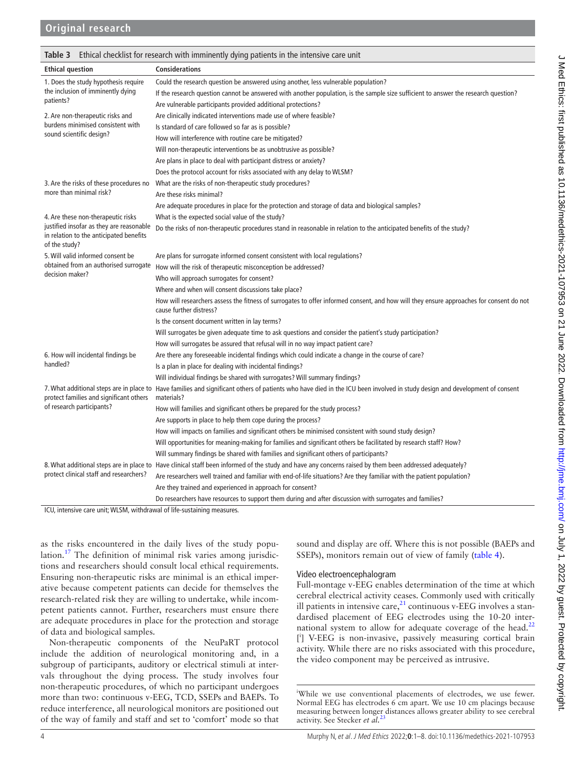**Table 3** Ethical checklist for research with imminently dying patients in the intensive care unit

| Ethical question | Considerations |
|---|---|
| 1. Does the study hypothesis require the inclusion of imminently dying patients? | Could the research question be answered using another, less vulnerable population? |
| | If the research question cannot be answered with another population, is the sample size sufficient to answer the research question? |
| | Are vulnerable participants provided additional protections? |
| 2. Are non-therapeutic risks and burdens minimised consistent with sound scientific design? | Are clinically indicated interventions made use of where feasible? |
| | Is standard of care followed so far as is possible? |
| | How will interference with routine care be mitigated? |
| | Will non-therapeutic interventions be as unobtrusive as possible? |
| | Are plans in place to deal with participant distress or anxiety? |
| | Does the protocol account for risks associated with any delay to WLSM? |
| 3. Are the risks of these procedures no more than minimal risk? | What are the risks of non-therapeutic study procedures? |
| | Are these risks minimal? |
| | Are adequate procedures in place for the protection and storage of data and biological samples? |
| 4. Are these non-therapeutic risks justified insofar as they are reasonable in relation to the anticipated benefits of the study? | What is the expected social value of the study? |
| | Do the risks of non-therapeutic procedures stand in reasonable in relation to the anticipated benefits of the study? |
| 5. Will valid informed consent be obtained from an authorised surrogate decision maker? | Are plans for surrogate informed consent consistent with local regulations? |
| | How will the risk of therapeutic misconception be addressed? |
| | Who will approach surrogates for consent? |
| | Where and when will consent discussions take place? |
| | How will researchers assess the fitness of surrogates to offer informed consent, and how will they ensure approaches for consent do not cause further distress? |
| | Is the consent document written in lay terms? |
| | Will surrogates be given adequate time to ask questions and consider the patient's study participation? |
| | How will surrogates be assured that refusal will in no way impact patient care? |
| 6. How will incidental findings be handled? | Are there any foreseeable incidental findings which could indicate a change in the course of care? |
| | Is a plan in place for dealing with incidental findings? |
| | Will individual findings be shared with surrogates? Will summary findings? |
| 7. What additional steps are in place to protect families and significant others of research participants? | Have families and significant others of patients who have died in the ICU been involved in study design and development of consent materials? |
| | How will families and significant others be prepared for the study process? |
| | Are supports in place to help them cope during the process? |
| | How will impacts on families and significant others be minimised consistent with sound study design? |
| | Will opportunities for meaning-making for families and significant others be facilitated by research staff? How? |
| | Will summary findings be shared with families and significant others of participants? |
| 8. What additional steps are in place to protect clinical staff and researchers? | Have clinical staff been informed of the study and have any concerns raised by them been addressed adequately? |
| | Are researchers well trained and familiar with end-of-life situations? Are they familiar with the patient population? |
| | Are they trained and experienced in approach for consent? |
| | Do researchers have resources to support them during and after discussion with surrogates and families? |

ICU, intensive care unit; WLSM, withdrawal of life-sustaining measures.

as the risks encountered in the daily lives of the study population.[17] The definition of minimal risk varies among jurisdictions and researchers should consult local ethical requirements. Ensuring non-therapeutic risks are minimal is an ethical imperative because competent patients can decide for themselves the research-related risk they are willing to undertake, while incompetent patients cannot. Further, researchers must ensure there are adequate procedures in place for the protection and storage of data and biological samples.

Non-therapeutic components of the NeuPaRT protocol include the addition of neurological monitoring and, in a subgroup of participants, auditory or electrical stimuli at intervals throughout the dying process. The study involves four non-therapeutic procedures, of which no participant undergoes more than two: continuous v-EEG, TCD, SSEPs and BAEPs. To reduce interference, all neurological monitors are positioned out of the way of family and staff and set to 'comfort' mode so that sound and display are off. Where this is not possible (BAEPs and SSEPs), monitors remain out of view of family (table 4).

### Video electroencephalogram

Full-montage v-EEG enables determination of the time at which cerebral electrical activity ceases. Commonly used with critically ill patients in intensive care,[21] continuous v-EEG involves a standardised placement of EEG electrodes using the 10-20 international system to allow for adequate coverage of the head.[22] [i] V-EEG is non-invasive, passively measuring cortical brain activity. While there are no risks associated with this procedure, the video component may be perceived as intrusive.

[i]While we use conventional placements of electrodes, we use fewer. Normal EEG has electrodes 6 cm apart. We use 10 cm placings because measuring between longer distances allows greater ability to see cerebral activity. See Stecker *et al*.[23]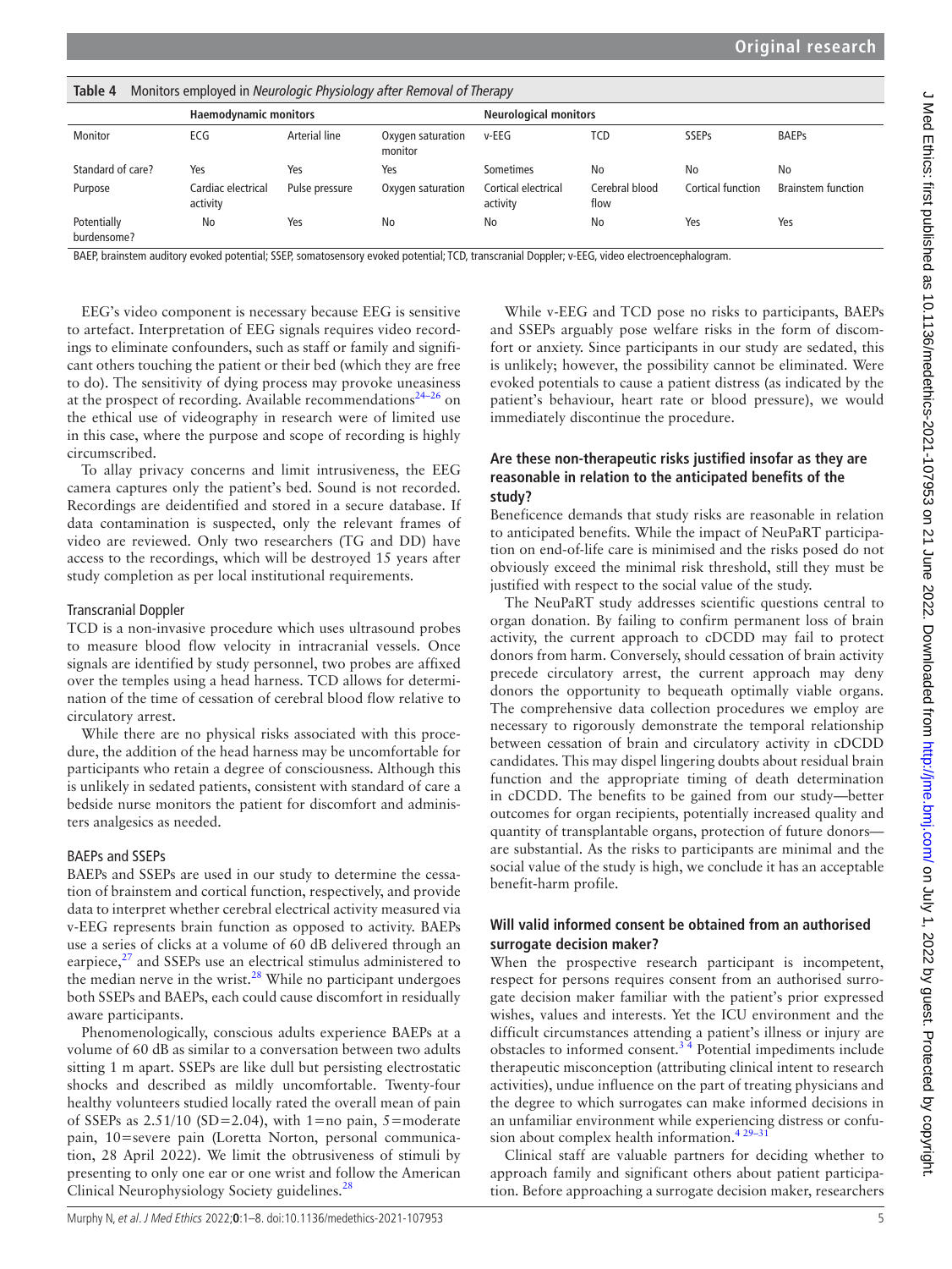**Table 4** Monitors employed in *Neurologic Physiology after Removal of Therapy*

| | Haemodynamic monitors | | | Neurological monitors | | | |
|---|---|---|---|---|---|---|---|
| Monitor | ECG | Arterial line | Oxygen saturation monitor | v-EEG | TCD | SSEPs | BAEPs |
| Standard of care? | Yes | Yes | Yes | Sometimes | No | No | No |
| Purpose | Cardiac electrical activity | Pulse pressure | Oxygen saturation | Cortical electrical activity | Cerebral blood flow | Cortical function | Brainstem function |
| Potentially burdensome? | No | Yes | No | No | No | Yes | Yes |

BAEP, brainstem auditory evoked potential; SSEP, somatosensory evoked potential; TCD, transcranial Doppler; v-EEG, video electroencephalogram.

EEG's video component is necessary because EEG is sensitive to artefact. Interpretation of EEG signals requires video recordings to eliminate confounders, such as staff or family and significant others touching the patient or their bed (which they are free to do). The sensitivity of dying process may provoke uneasiness at the prospect of recording. Available recommendations[24–26] on the ethical use of videography in research were of limited use in this case, where the purpose and scope of recording is highly circumscribed.

To allay privacy concerns and limit intrusiveness, the EEG camera captures only the patient's bed. Sound is not recorded. Recordings are deidentified and stored in a secure database. If data contamination is suspected, only the relevant frames of video are reviewed. Only two researchers (TG and DD) have access to the recordings, which will be destroyed 15 years after study completion as per local institutional requirements.

### Transcranial Doppler

TCD is a non-invasive procedure which uses ultrasound probes to measure blood flow velocity in intracranial vessels. Once signals are identified by study personnel, two probes are affixed over the temples using a head harness. TCD allows for determination of the time of cessation of cerebral blood flow relative to circulatory arrest.

While there are no physical risks associated with this procedure, the addition of the head harness may be uncomfortable for participants who retain a degree of consciousness. Although this is unlikely in sedated patients, consistent with standard of care a bedside nurse monitors the patient for discomfort and administers analgesics as needed.

### BAEPs and SSEPs

BAEPs and SSEPs are used in our study to determine the cessation of brainstem and cortical function, respectively, and provide data to interpret whether cerebral electrical activity measured via v-EEG represents brain function as opposed to activity. BAEPs use a series of clicks at a volume of 60 dB delivered through an earpiece,[27] and SSEPs use an electrical stimulus administered to the median nerve in the wrist.[28] While no participant undergoes both SSEPs and BAEPs, each could cause discomfort in residually aware participants.

Phenomenologically, conscious adults experience BAEPs at a volume of 60 dB as similar to a conversation between two adults sitting 1 m apart. SSEPs are like dull but persisting electrostatic shocks and described as mildly uncomfortable. Twenty-four healthy volunteers studied locally rated the overall mean of pain of SSEPs as 2.51/10 (SD=2.04), with 1=no pain, 5=moderate pain, 10=severe pain (Loretta Norton, personal communication, 28 April 2022). We limit the obtrusiveness of stimuli by presenting to only one ear or one wrist and follow the American Clinical Neurophysiology Society guidelines.[28]

While v-EEG and TCD pose no risks to participants, BAEPs and SSEPs arguably pose welfare risks in the form of discomfort or anxiety. Since participants in our study are sedated, this is unlikely; however, the possibility cannot be eliminated. Were evoked potentials to cause a patient distress (as indicated by the patient's behaviour, heart rate or blood pressure), we would immediately discontinue the procedure.

## Are these non-therapeutic risks justified insofar as they are reasonable in relation to the anticipated benefits of the study?

Beneficence demands that study risks are reasonable in relation to anticipated benefits. While the impact of NeuPaRT participation on end-of-life care is minimised and the risks posed do not obviously exceed the minimal risk threshold, still they must be justified with respect to the social value of the study.

The NeuPaRT study addresses scientific questions central to organ donation. By failing to confirm permanent loss of brain activity, the current approach to cDCDD may fail to protect donors from harm. Conversely, should cessation of brain activity precede circulatory arrest, the current approach may deny donors the opportunity to bequeath optimally viable organs. The comprehensive data collection procedures we employ are necessary to rigorously demonstrate the temporal relationship between cessation of brain and circulatory activity in cDCDD candidates. This may dispel lingering doubts about residual brain function and the appropriate timing of death determination in cDCDD. The benefits to be gained from our study—better outcomes for organ recipients, potentially increased quality and quantity of transplantable organs, protection of future donors—are substantial. As the risks to participants are minimal and the social value of the study is high, we conclude it has an acceptable benefit-harm profile.

## Will valid informed consent be obtained from an authorised surrogate decision maker?

When the prospective research participant is incompetent, respect for persons requires consent from an authorised surrogate decision maker familiar with the patient's prior expressed wishes, values and interests. Yet the ICU environment and the difficult circumstances attending a patient's illness or injury are obstacles to informed consent.[3,4] Potential impediments include therapeutic misconception (attributing clinical intent to research activities), undue influence on the part of treating physicians and the degree to which surrogates can make informed decisions in an unfamiliar environment while experiencing distress or confusion about complex health information.[4,29–31]

Clinical staff are valuable partners for deciding whether to approach family and significant others about patient participation. Before approaching a surrogate decision maker, researchers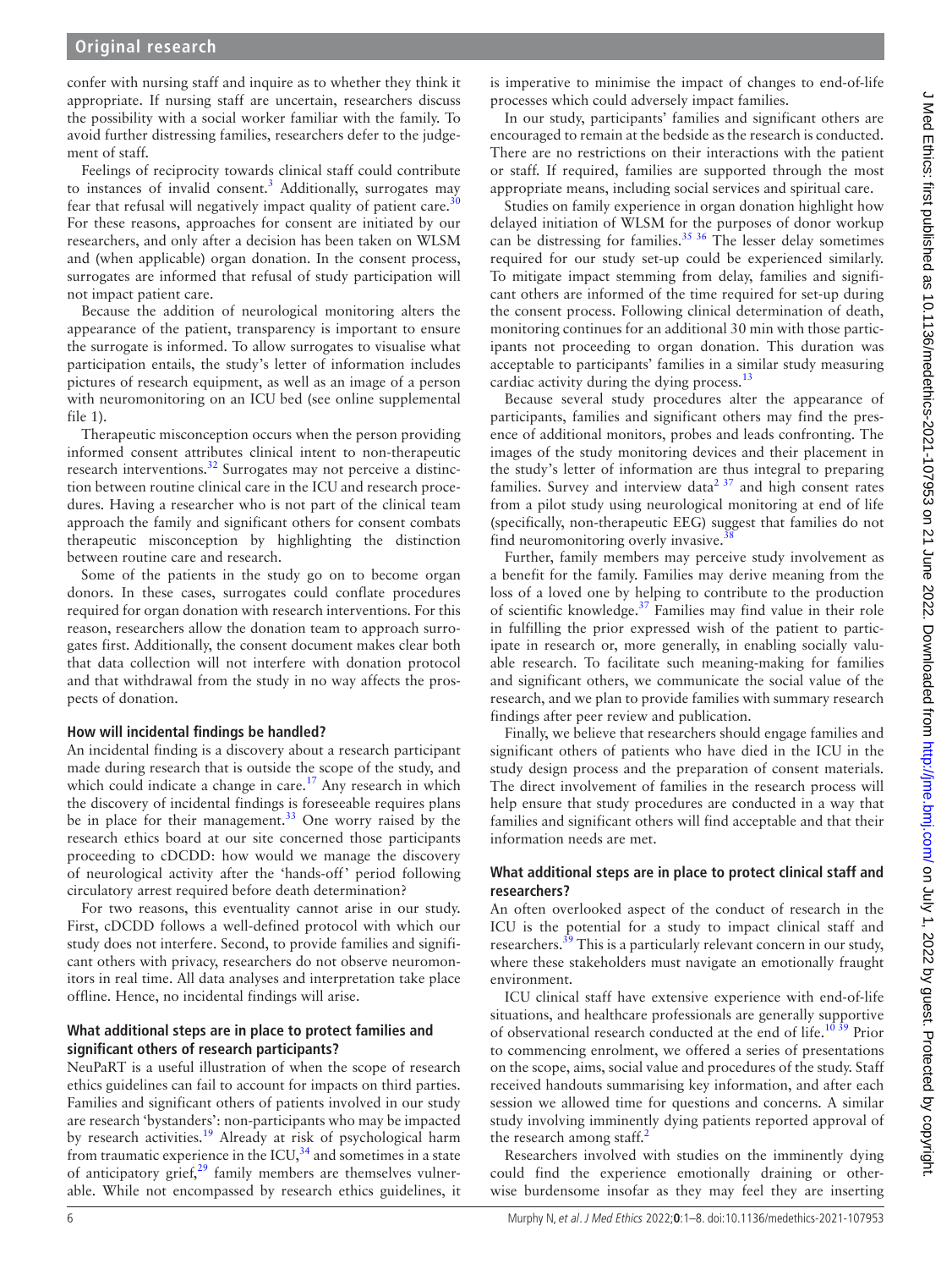confer with nursing staff and inquire as to whether they think it appropriate. If nursing staff are uncertain, researchers discuss the possibility with a social worker familiar with the family. To avoid further distressing families, researchers defer to the judgement of staff.

Feelings of reciprocity towards clinical staff could contribute to instances of invalid consent.[3] Additionally, surrogates may fear that refusal will negatively impact quality of patient care.[30] For these reasons, approaches for consent are initiated by our researchers, and only after a decision has been taken on WLSM and (when applicable) organ donation. In the consent process, surrogates are informed that refusal of study participation will not impact patient care.

Because the addition of neurological monitoring alters the appearance of the patient, transparency is important to ensure the surrogate is informed. To allow surrogates to visualise what participation entails, the study's letter of information includes pictures of research equipment, as well as an image of a person with neuromonitoring on an ICU bed (see online supplemental file 1).

Therapeutic misconception occurs when the person providing informed consent attributes clinical intent to non-therapeutic research interventions.[32] Surrogates may not perceive a distinction between routine clinical care in the ICU and research procedures. Having a researcher who is not part of the clinical team approach the family and significant others for consent combats therapeutic misconception by highlighting the distinction between routine care and research.

Some of the patients in the study go on to become organ donors. In these cases, surrogates could conflate procedures required for organ donation with research interventions. For this reason, researchers allow the donation team to approach surrogates first. Additionally, the consent document makes clear both that data collection will not interfere with donation protocol and that withdrawal from the study in no way affects the prospects of donation.

### How will incidental findings be handled?

An incidental finding is a discovery about a research participant made during research that is outside the scope of the study, and which could indicate a change in care.[17] Any research in which the discovery of incidental findings is foreseeable requires plans be in place for their management.[33] One worry raised by the research ethics board at our site concerned those participants proceeding to cDCDD: how would we manage the discovery of neurological activity after the 'hands-off' period following circulatory arrest required before death determination?

For two reasons, this eventuality cannot arise in our study. First, cDCDD follows a well-defined protocol with which our study does not interfere. Second, to provide families and significant others with privacy, researchers do not observe neuromonitors in real time. All data analyses and interpretation take place offline. Hence, no incidental findings will arise.

### What additional steps are in place to protect families and significant others of research participants?

NeuPaRT is a useful illustration of when the scope of research ethics guidelines can fail to account for impacts on third parties. Families and significant others of patients involved in our study are research 'bystanders': non-participants who may be impacted by research activities.[19] Already at risk of psychological harm from traumatic experience in the ICU,[34] and sometimes in a state of anticipatory grief,[29] family members are themselves vulnerable. While not encompassed by research ethics guidelines, it is imperative to minimise the impact of changes to end-of-life processes which could adversely impact families.

In our study, participants' families and significant others are encouraged to remain at the bedside as the research is conducted. There are no restrictions on their interactions with the patient or staff. If required, families are supported through the most appropriate means, including social services and spiritual care.

Studies on family experience in organ donation highlight how delayed initiation of WLSM for the purposes of donor workup can be distressing for families.[35,36] The lesser delay sometimes required for our study set-up could be experienced similarly. To mitigate impact stemming from delay, families and significant others are informed of the time required for set-up during the consent process. Following clinical determination of death, monitoring continues for an additional 30 min with those participants not proceeding to organ donation. This duration was acceptable to participants' families in a similar study measuring cardiac activity during the dying process.[13]

Because several study procedures alter the appearance of participants, families and significant others may find the presence of additional monitors, probes and leads confronting. The images of the study monitoring devices and their placement in the study's letter of information are thus integral to preparing families. Survey and interview data[2,37] and high consent rates from a pilot study using neurological monitoring at end of life (specifically, non-therapeutic EEG) suggest that families do not find neuromonitoring overly invasive.[38]

Further, family members may perceive study involvement as a benefit for the family. Families may derive meaning from the loss of a loved one by helping to contribute to the production of scientific knowledge.[37] Families may find value in their role in fulfilling the prior expressed wish of the patient to participate in research or, more generally, in enabling socially valuable research. To facilitate such meaning-making for families and significant others, we communicate the social value of the research, and we plan to provide families with summary research findings after peer review and publication.

Finally, we believe that researchers should engage families and significant others of patients who have died in the ICU in the study design process and the preparation of consent materials. The direct involvement of families in the research process will help ensure that study procedures are conducted in a way that families and significant others will find acceptable and that their information needs are met.

### What additional steps are in place to protect clinical staff and researchers?

An often overlooked aspect of the conduct of research in the ICU is the potential for a study to impact clinical staff and researchers.[39] This is a particularly relevant concern in our study, where these stakeholders must navigate an emotionally fraught environment.

ICU clinical staff have extensive experience with end-of-life situations, and healthcare professionals are generally supportive of observational research conducted at the end of life.[10,39] Prior to commencing enrolment, we offered a series of presentations on the scope, aims, social value and procedures of the study. Staff received handouts summarising key information, and after each session we allowed time for questions and concerns. A similar study involving imminently dying patients reported approval of the research among staff.[2]

Researchers involved with studies on the imminently dying could find the experience emotionally draining or otherwise burdensome insofar as they may feel they are inserting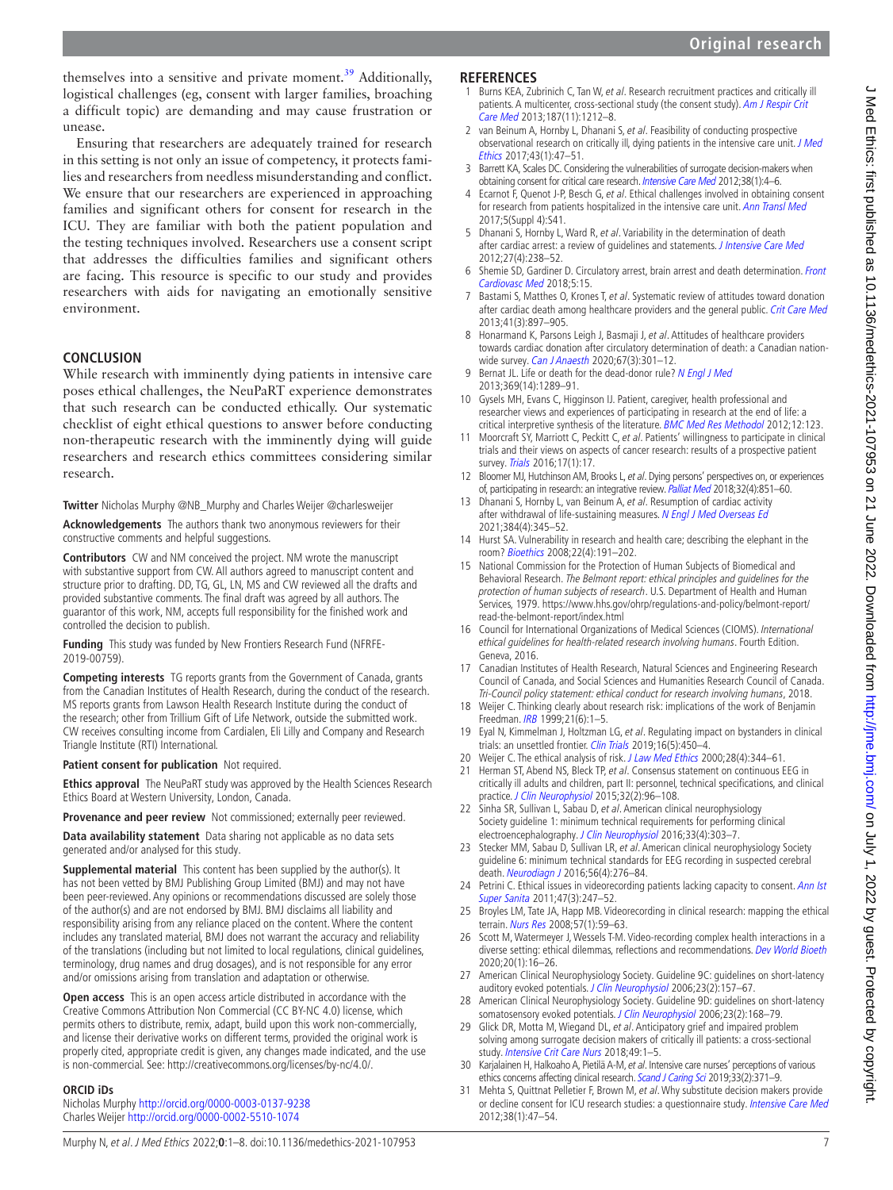themselves into a sensitive and private moment.[39] Additionally, logistical challenges (eg, consent with larger families, broaching a difficult topic) are demanding and may cause frustration or unease.

Ensuring that researchers are adequately trained for research in this setting is not only an issue of competency, it protects families and researchers from needless misunderstanding and conflict. We ensure that our researchers are experienced in approaching families and significant others for consent for research in the ICU. They are familiar with both the patient population and the testing techniques involved. Researchers use a consent script that addresses the difficulties families and significant others are facing. This resource is specific to our study and provides researchers with aids for navigating an emotionally sensitive environment.

## CONCLUSION

While research with imminently dying patients in intensive care poses ethical challenges, the NeuPaRT experience demonstrates that such research can be conducted ethically. Our systematic checklist of eight ethical questions to answer before conducting non-therapeutic research with the imminently dying will guide researchers and research ethics committees considering similar research.

**Twitter** Nicholas Murphy @NB_Murphy and Charles Weijer @charlesweijer

**Acknowledgements** The authors thank two anonymous reviewers for their constructive comments and helpful suggestions.

**Contributors** CW and NM conceived the project. NM wrote the manuscript with substantive support from CW. All authors agreed to manuscript content and structure prior to drafting. DD, TG, GL, LN, MS and CW reviewed all the drafts and provided substantive comments. The final draft was agreed by all authors. The guarantor of this work, NM, accepts full responsibility for the finished work and controlled the decision to publish.

**Funding** This study was funded by New Frontiers Research Fund (NFRFE-2019-00759).

**Competing interests** TG reports grants from the Government of Canada, grants from the Canadian Institutes of Health Research, during the conduct of the research. MS reports grants from Lawson Health Research Institute during the conduct of the research; other from Trillium Gift of Life Network, outside the submitted work. CW receives consulting income from Cardialen, Eli Lilly and Company and Research Triangle Institute (RTI) International.

**Patient consent for publication** Not required.

**Ethics approval** The NeuPaRT study was approved by the Health Sciences Research Ethics Board at Western University, London, Canada.

**Provenance and peer review** Not commissioned; externally peer reviewed.

**Data availability statement** Data sharing not applicable as no data sets generated and/or analysed for this study.

**Supplemental material** This content has been supplied by the author(s). It has not been vetted by BMJ Publishing Group Limited (BMJ) and may not have been peer-reviewed. Any opinions or recommendations discussed are solely those of the author(s) and are not endorsed by BMJ. BMJ disclaims all liability and responsibility arising from any reliance placed on the content. Where the content includes any translated material, BMJ does not warrant the accuracy and reliability of the translations (including but not limited to local regulations, clinical guidelines, terminology, drug names and drug dosages), and is not responsible for any error and/or omissions arising from translation and adaptation or otherwise.

**Open access** This is an open access article distributed in accordance with the Creative Commons Attribution Non Commercial (CC BY-NC 4.0) license, which permits others to distribute, remix, adapt, build upon this work non-commercially, and license their derivative works on different terms, provided the original work is properly cited, appropriate credit is given, any changes made indicated, and the use is non-commercial. See: http://creativecommons.org/licenses/by-nc/4.0/.

### ORCID iDs

Nicholas Murphy http://orcid.org/0000-0003-0137-9238
Charles Weijer http://orcid.org/0000-0002-5510-1074

## REFERENCES

1. Burns KEA, Zubrinich C, Tan W, *et al*. Research recruitment practices and critically ill patients. A multicenter, cross-sectional study (the consent study). *Am J Respir Crit Care Med* 2013;187(11):1212–8.
2. van Beinum A, Hornby L, Dhanani S, *et al*. Feasibility of conducting prospective observational research on critically ill, dying patients in the intensive care unit. *J Med Ethics* 2017;43(1):47–51.
3. Barrett KA, Scales DC. Considering the vulnerabilities of surrogate decision-makers when obtaining consent for critical care research. *Intensive Care Med* 2012;38(1):4–6.
4. Ecarnot F, Quenot J-P, Besch G, *et al*. Ethical challenges involved in obtaining consent for research from patients hospitalized in the intensive care unit. *Ann Transl Med* 2017;5(Suppl 4):S41.
5. Dhanani S, Hornby L, Ward R, *et al*. Variability in the determination of death after cardiac arrest: a review of guidelines and statements. *J Intensive Care Med* 2012;27(4):238–52.
6. Shemie SD, Gardiner D. Circulatory arrest, brain arrest and death determination. *Front Cardiovasc Med* 2018;5:15.
7. Bastami S, Matthes O, Krones T, *et al*. Systematic review of attitudes toward donation after cardiac death among healthcare providers and the general public. *Crit Care Med* 2013;41(3):897–905.
8. Honarmand K, Parsons Leigh J, Basmaji J, *et al*. Attitudes of healthcare providers towards cardiac donation after circulatory determination of death: a Canadian nation-wide survey. *Can J Anaesth* 2020;67(3):301–12.
9. Bernat JL. Life or death for the dead-donor rule? *N Engl J Med* 2013;369(14):1289–91.
10. Gysels MH, Evans C, Higginson IJ. Patient, caregiver, health professional and researcher views and experiences of participating in research at the end of life: a critical interpretive synthesis of the literature. *BMC Med Res Methodol* 2012;12:123.
11. Moorcraft SY, Marriott C, Peckitt C, *et al*. Patients' willingness to participate in clinical trials and their views on aspects of cancer research: results of a prospective patient survey. *Trials* 2016;17(1):17.
12. Bloomer MJ, Hutchinson AM, Brooks L, *et al*. Dying persons' perspectives on, or experiences of, participating in research: an integrative review. *Palliat Med* 2018;32(4):851–60.
13. Dhanani S, Hornby L, van Beinum A, *et al*. Resumption of cardiac activity after withdrawal of life-sustaining measures. *N Engl J Med Overseas Ed* 2021;384(4):345–52.
14. Hurst SA. Vulnerability in research and health care; describing the elephant in the room? *Bioethics* 2008;22(4):191–202.
15. National Commission for the Protection of Human Subjects of Biomedical and Behavioral Research. *The Belmont report: ethical principles and guidelines for the protection of human subjects of research*. U.S. Department of Health and Human Services, 1979. https://www.hhs.gov/ohrp/regulations-and-policy/belmont-report/read-the-belmont-report/index.html
16. Council for International Organizations of Medical Sciences (CIOMS). *International ethical guidelines for health-related research involving humans*. Fourth Edition. Geneva, 2016.
17. Canadian Institutes of Health Research, Natural Sciences and Engineering Research Council of Canada, and Social Sciences and Humanities Research Council of Canada. *Tri-Council policy statement: ethical conduct for research involving humans*, 2018.
18. Weijer C. Thinking clearly about research risk: implications of the work of Benjamin Freedman. *IRB* 1999;21(6):1–5.
19. Eyal N, Kimmelman J, Holtzman LG, *et al*. Regulating impact on bystanders in clinical trials: an unsettled frontier. *Clin Trials* 2019;16(5):450–4.
20. Weijer C. The ethical analysis of risk. *J Law Med Ethics* 2000;28(4):344–61.
21. Herman ST, Abend NS, Bleck TP, *et al*. Consensus statement on continuous EEG in critically ill adults and children, part II: personnel, technical specifications, and clinical practice. *J Clin Neurophysiol* 2015;32(2):96–108.
22. Sinha SR, Sullivan L, Sabau D, *et al*. American clinical neurophysiology Society guideline 1: minimum technical requirements for performing clinical electroencephalography. *J Clin Neurophysiol* 2016;33(4):303–7.
23. Stecker MM, Sabau D, Sullivan LR, *et al*. American clinical neurophysiology Society guideline 6: minimum technical standards for EEG recording in suspected cerebral death. *Neurodiagn J* 2016;56(4):276–84.
24. Petrini C. Ethical issues in videorecording patients lacking capacity to consent. *Ann Ist Super Sanita* 2011;47(3):247–52.
25. Broyles LM, Tate JA, Happ MB. Videorecording in clinical research: mapping the ethical terrain. *Nurs Res* 2008;57(1):59–63.
26. Scott M, Watermeyer J, Wessels T-M. Video-recording complex health interactions in a diverse setting: ethical dilemmas, reflections and recommendations. *Dev World Bioeth* 2020;20(1):16–26.
27. American Clinical Neurophysiology Society. Guideline 9C: guidelines on short-latency auditory evoked potentials. *J Clin Neurophysiol* 2006;23(2):157–67.
28. American Clinical Neurophysiology Society. Guideline 9D: guidelines on short-latency somatosensory evoked potentials. *J Clin Neurophysiol* 2006;23(2):168–79.
29. Glick DR, Motta M, Wiegand DL, *et al*. Anticipatory grief and impaired problem solving among surrogate decision makers of critically ill patients: a cross-sectional study. *Intensive Crit Care Nurs* 2018;49:1–5.
30. Karjalainen H, Halkoaho A, Pietilä A-M, *et al*. Intensive care nurses' perceptions of various ethics concerns affecting clinical research. *Scand J Caring Sci* 2019;33(2):371–9.
31. Mehta S, Quittnat Pelletier F, Brown M, *et al*. Why substitute decision makers provide or decline consent for ICU research studies: a questionnaire study. *Intensive Care Med* 2012;38(1):47–54.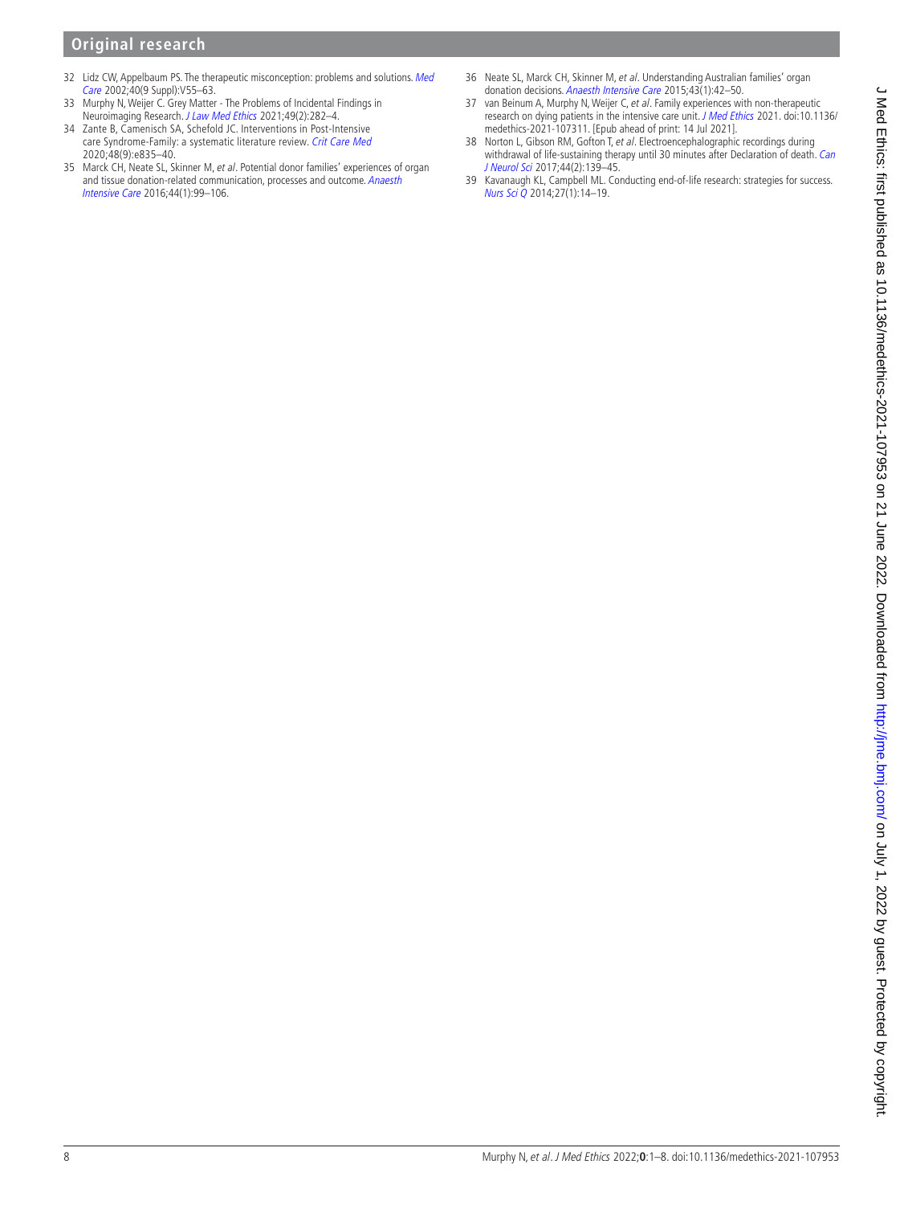32 Lidz CW, Appelbaum PS. The therapeutic misconception: problems and solutions. *Med Care* 2002;40(9 Suppl):V55–63.
33 Murphy N, Weijer C. Grey Matter - The Problems of Incidental Findings in Neuroimaging Research. *J Law Med Ethics* 2021;49(2):282–4.
34 Zante B, Camenisch SA, Schefold JC. Interventions in Post-Intensive care Syndrome-Family: a systematic literature review. *Crit Care Med* 2020;48(9):e835–40.
35 Marck CH, Neate SL, Skinner M, *et al*. Potential donor families' experiences of organ and tissue donation-related communication, processes and outcome. *Anaesth Intensive Care* 2016;44(1):99–106.
36 Neate SL, Marck CH, Skinner M, *et al*. Understanding Australian families' organ donation decisions. *Anaesth Intensive Care* 2015;43(1):42–50.
37 van Beinum A, Murphy N, Weijer C, *et al*. Family experiences with non-therapeutic research on dying patients in the intensive care unit. *J Med Ethics* 2021. doi:10.1136/medethics-2021-107311. [Epub ahead of print: 14 Jul 2021].
38 Norton L, Gibson RM, Gofton T, *et al*. Electroencephalographic recordings during withdrawal of life-sustaining therapy until 30 minutes after Declaration of death. *Can J Neurol Sci* 2017;44(2):139–45.
39 Kavanaugh KL, Campbell ML. Conducting end-of-life research: strategies for success. *Nurs Sci Q* 2014;27(1):14–19.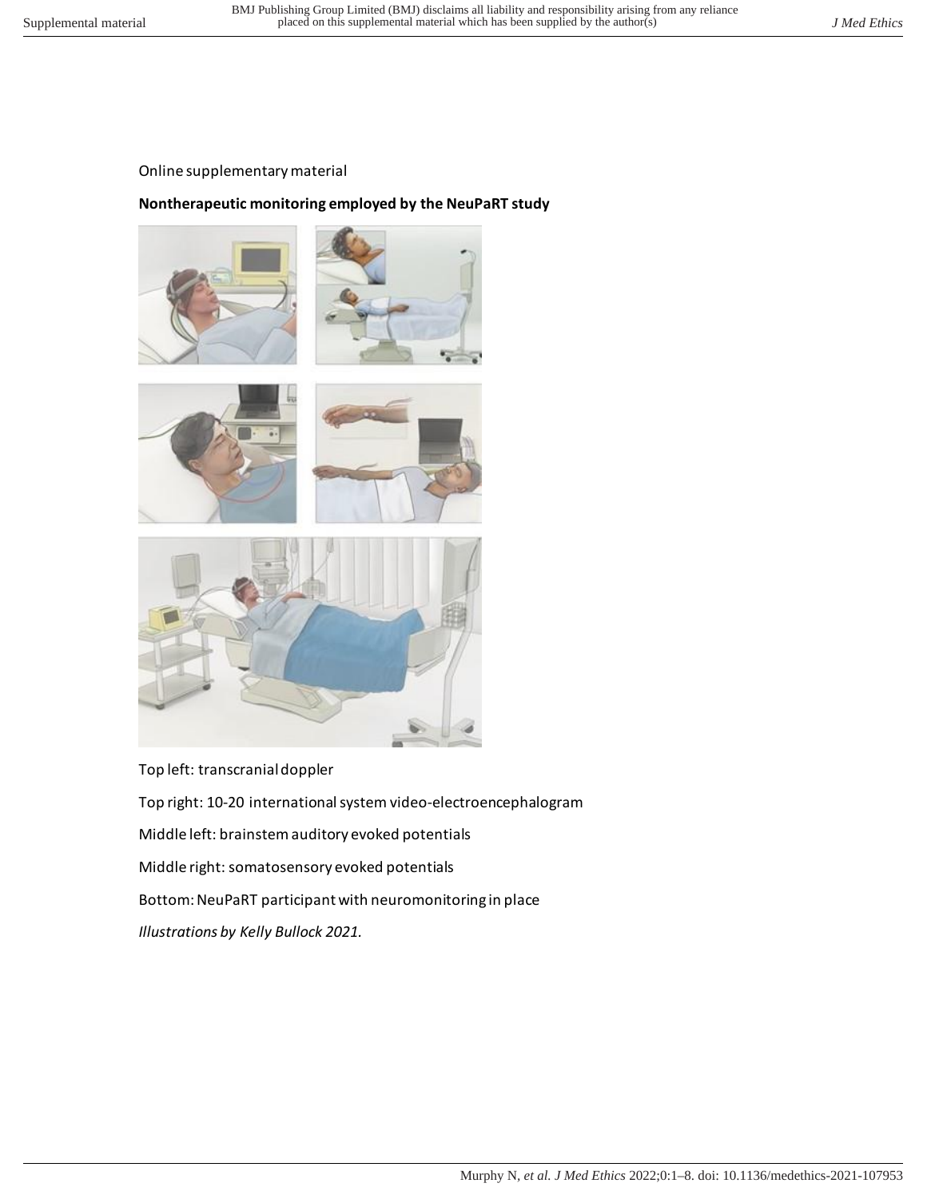Online supplementary material

**Nontherapeutic monitoring employed by the NeuPaRT study**

Top left: transcranial doppler

Top right: 10-20 international system video-electroencephalogram

Middle left: brainstem auditory evoked potentials

Middle right: somatosensory evoked potentials

Bottom: NeuPaRT participant with neuromonitoring in place

*Illustrations by Kelly Bullock 2021.*